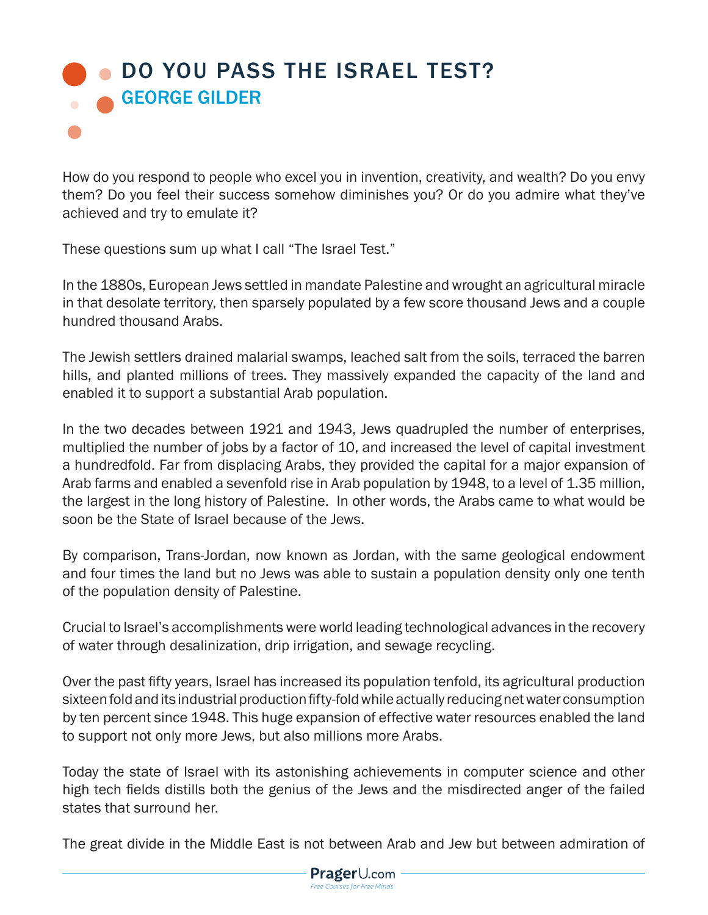# DO YOU PASS THE ISRAEL TEST?

## GEORGE GILDER

How do you respond to people who excel you in invention, creativity, and wealth? Do you envy them? Do you feel their success somehow diminishes you? Or do you admire what they've achieved and try to emulate it?

These questions sum up what I call "The Israel Test."

In the 1880s, European Jews settled in mandate Palestine and wrought an agricultural miracle in that desolate territory, then sparsely populated by a few score thousand Jews and a couple hundred thousand Arabs.

The Jewish settlers drained malarial swamps, leached salt from the soils, terraced the barren hills, and planted millions of trees. They massively expanded the capacity of the land and enabled it to support a substantial Arab population.

In the two decades between 1921 and 1943, Jews quadrupled the number of enterprises, multiplied the number of jobs by a factor of 10, and increased the level of capital investment a hundredfold. Far from displacing Arabs, they provided the capital for a major expansion of Arab farms and enabled a sevenfold rise in Arab population by 1948, to a level of 1.35 million, the largest in the long history of Palestine. In other words, the Arabs came to what would be soon be the State of Israel because of the Jews.

By comparison, Trans-Jordan, now known as Jordan, with the same geological endowment and four times the land but no Jews was able to sustain a population density only one tenth of the population density of Palestine.

Crucial to Israel's accomplishments were world leading technological advances in the recovery of water through desalinization, drip irrigation, and sewage recycling.

Over the past fifty years, Israel has increased its population tenfold, its agricultural production sixteen fold and its industrial production fifty-fold while actually reducing net water consumption by ten percent since 1948. This huge expansion of effective water resources enabled the land to support not only more Jews, but also millions more Arabs.

Today the state of Israel with its astonishing achievements in computer science and other high tech fields distills both the genius of the Jews and the misdirected anger of the failed states that surround her.

The great divide in the Middle East is not between Arab and Jew but between admiration of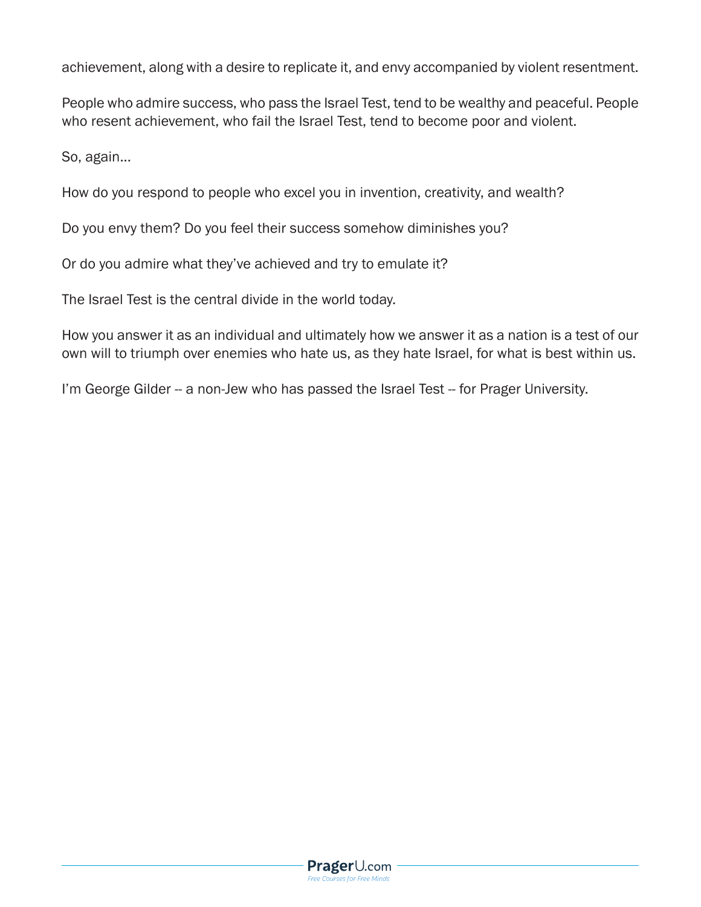achievement, along with a desire to replicate it, and envy accompanied by violent resentment.

People who admire success, who pass the Israel Test, tend to be wealthy and peaceful. People who resent achievement, who fail the Israel Test, tend to become poor and violent.

So, again…

How do you respond to people who excel you in invention, creativity, and wealth?

Do you envy them? Do you feel their success somehow diminishes you?

Or do you admire what they've achieved and try to emulate it?

The Israel Test is the central divide in the world today.

How you answer it as an individual and ultimately how we answer it as a nation is a test of our own will to triumph over enemies who hate us, as they hate Israel, for what is best within us.

I'm George Gilder -- a non-Jew who has passed the Israel Test -- for Prager University.